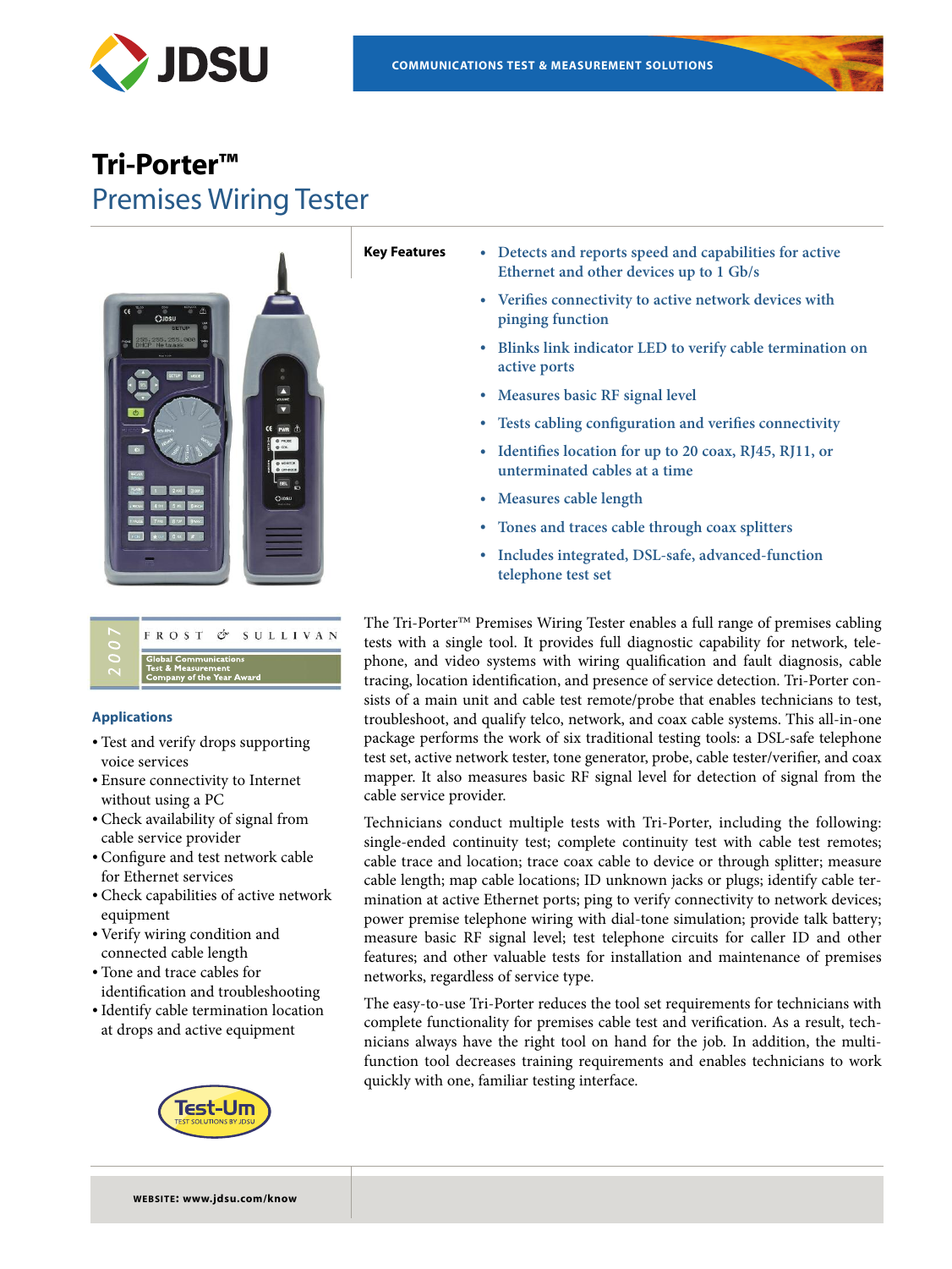# Tri-Porter™

## Premises Wiring Tester

**Key Features**

- Detects and reports speed and capabilities for active Ethernet and other devices up to 1 Gb/s
- Verifies connectivity to active network devices with pinging function
- Blinks link indicator LED to verify cable termination on active ports
- Measures basic RF signal level
- Tests cabling configuration and verifies connectivity
- Identifies location for up to 20 coax, RJ45, RJ11, or unterminated cables at a time
- Measures cable length
- Tones and traces cable through coax splitters
- Includes integrated, DSL-safe, advanced-function telephone test set

2007 FROST & SULLIVAN Global Communications Test & Measurement Company of the Year Award

### Applications

- Test and verify drops supporting voice services
- Ensure connectivity to Internet without using a PC
- Check availability of signal from cable service provider
- Configure and test network cable for Ethernet services
- Check capabilities of active network equipment
- Verify wiring condition and connected cable length
- Tone and trace cables for identification and troubleshooting
- Identify cable termination location at drops and active equipment

The Tri-Porter™ Premises Wiring Tester enables a full range of premises cabling tests with a single tool. It provides full diagnostic capability for network, telephone, and video systems with wiring qualification and fault diagnosis, cable tracing, location identification, and presence of service detection. Tri-Porter consists of a main unit and cable test remote/probe that enables technicians to test, troubleshoot, and qualify telco, network, and coax cable systems. This all-in-one package performs the work of six traditional testing tools: a DSL-safe telephone test set, active network tester, tone generator, probe, cable tester/verifier, and coax mapper. It also measures basic RF signal level for detection of signal from the cable service provider.

Technicians conduct multiple tests with Tri-Porter, including the following: single-ended continuity test; complete continuity test with cable test remotes; cable trace and location; trace coax cable to device or through splitter; measure cable length; map cable locations; ID unknown jacks or plugs; identify cable termination at active Ethernet ports; ping to verify connectivity to network devices; power premise telephone wiring with dial-tone simulation; provide talk battery; measure basic RF signal level; test telephone circuits for caller ID and other features; and other valuable tests for installation and maintenance of premises networks, regardless of service type.

The easy-to-use Tri-Porter reduces the tool set requirements for technicians with complete functionality for premises cable test and verification. As a result, technicians always have the right tool on hand for the job. In addition, the multifunction tool decreases training requirements and enables technicians to work quickly with one, familiar testing interface.

Test-Um TEST SOLUTIONS BY JDSU

**WEBSITE: www.jdsu.com/know**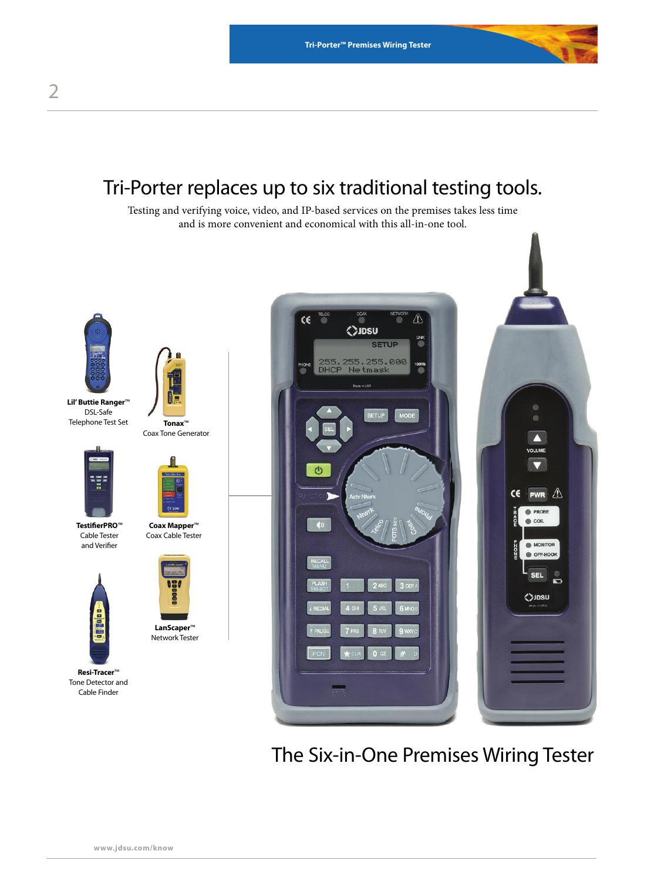# Tri-Porter replaces up to six traditional testing tools.

Testing and verifying voice, video, and IP-based services on the premises takes less time and is more convenient and economical with this all-in-one tool.

**Lil' Buttie Ranger™**
DSL-Safe
Telephone Test Set

**Tonax™**
Coax Tone Generator

**TestifierPRO™**
Cable Tester
and Verifier

**Coax Mapper™**
Coax Cable Tester

**LanScaper™**
Network Tester

**Resi-Tracer™**
Tone Detector and
Cable Finder

## The Six-in-One Premises Wiring Tester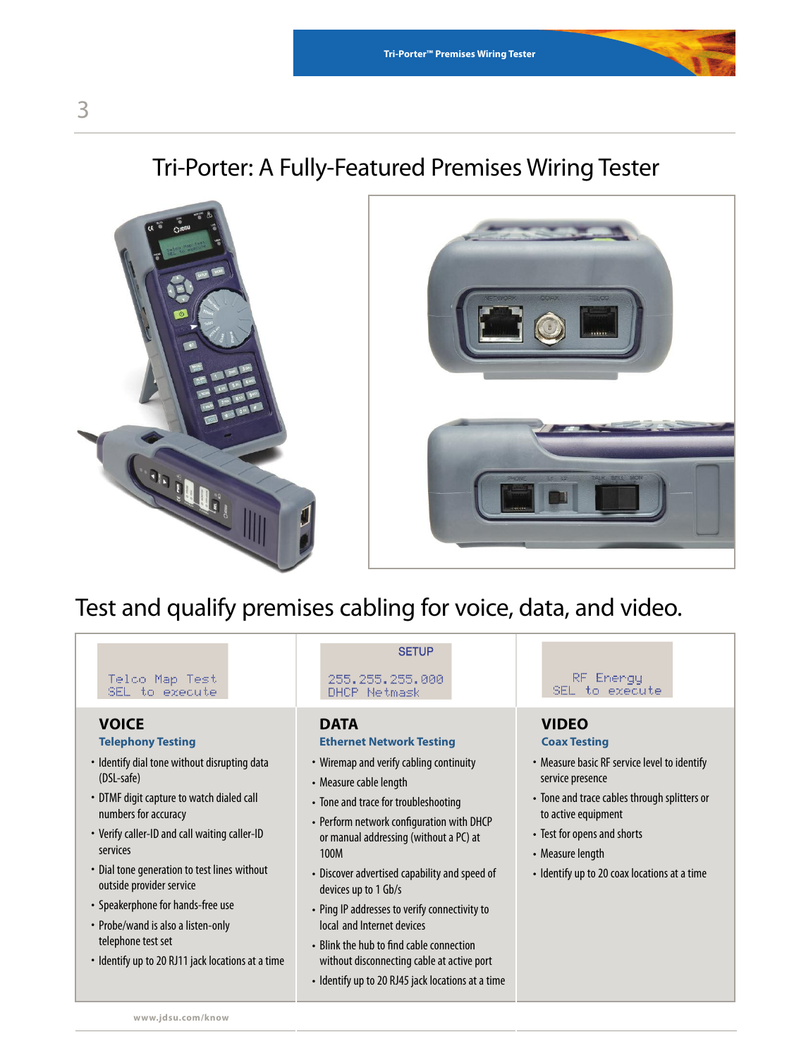# Tri-Porter: A Fully-Featured Premises Wiring Tester

## Test and qualify premises cabling for voice, data, and video.

Telco Map Test
SEL to execute

### VOICE

**Telephony Testing**

- Identify dial tone without disrupting data (DSL-safe)
- DTMF digit capture to watch dialed call numbers for accuracy
- Verify caller-ID and call waiting caller-ID services
- Dial tone generation to test lines without outside provider service
- Speakerphone for hands-free use
- Probe/wand is also a listen-only telephone test set
- Identify up to 20 RJ11 jack locations at a time

SETUP

255.255.255.000
DHCP Netmask

### DATA

**Ethernet Network Testing**

- Wiremap and verify cabling continuity
- Measure cable length
- Tone and trace for troubleshooting
- Perform network configuration with DHCP or manual addressing (without a PC) at 100M
- Discover advertised capability and speed of devices up to 1 Gb/s
- Ping IP addresses to verify connectivity to local and Internet devices
- Blink the hub to find cable connection without disconnecting cable at active port
- Identify up to 20 RJ45 jack locations at a time

RF Energy
SEL to execute

### VIDEO

**Coax Testing**

- Measure basic RF service level to identify service presence
- Tone and trace cables through splitters or to active equipment
- Test for opens and shorts
- Measure length
- Identify up to 20 coax locations at a time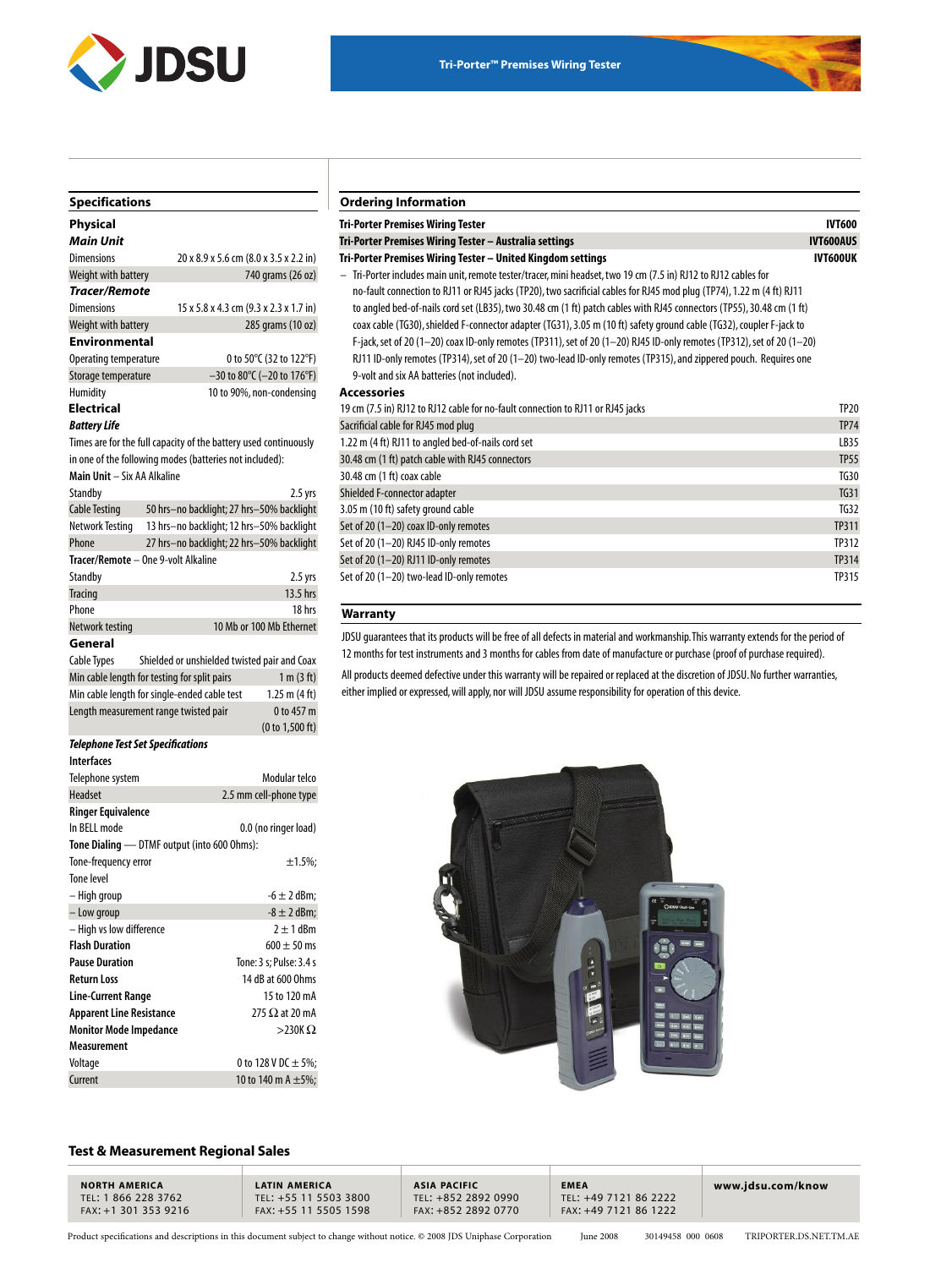## Specifications

### Physical

***Main Unit***

| | |
|---|---|
| Dimensions | 20 x 8.9 x 5.6 cm (8.0 x 3.5 x 2.2 in) |
| Weight with battery | 740 grams (26 oz) |

***Tracer/Remote***

| | |
|---|---|
| Dimensions | 15 x 5.8 x 4.3 cm (9.3 x 2.3 x 1.7 in) |
| Weight with battery | 285 grams (10 oz) |

### Environmental

| | |
|---|---|
| Operating temperature | 0 to 50°C (32 to 122°F) |
| Storage temperature | –30 to 80°C (–20 to 176°F) |
| Humidity | 10 to 90%, non-condensing |

### Electrical

***Battery Life***

Times are for the full capacity of the battery used continuously in one of the following modes (batteries not included):

**Main Unit** – Six AA Alkaline

| | |
|---|---|
| Standby | 2.5 yrs |
| Cable Testing | 50 hrs–no backlight; 27 hrs–50% backlight |
| Network Testing | 13 hrs–no backlight; 12 hrs–50% backlight |
| Phone | 27 hrs–no backlight; 22 hrs–50% backlight |

**Tracer/Remote** – One 9-volt Alkaline

| | |
|---|---|
| Standby | 2.5 yrs |
| Tracing | 13.5 hrs |
| Phone | 18 hrs |
| Network testing | 10 Mb or 100 Mb Ethernet |

### General

| | |
|---|---|
| Cable Types | Shielded or unshielded twisted pair and Coax |
| Min cable length for testing for split pairs | 1 m (3 ft) |
| Min cable length for single-ended cable test | 1.25 m (4 ft) |
| Length measurement range twisted pair | 0 to 457 m (0 to 1,500 ft) |

***Telephone Test Set Specifications***

**Interfaces**

| | |
|---|---|
| Telephone system | Modular telco |
| Headset | 2.5 mm cell-phone type |

**Ringer Equivalence**

| | |
|---|---|
| In BELL mode | 0.0 (no ringer load) |

**Tone Dialing** — DTMF output (into 600 Ohms):

| | |
|---|---|
| Tone-frequency error | ±1.5%; |
| Tone level | |
| – High group | -6 ± 2 dBm; |
| – Low group | -8 ± 2 dBm; |
| – High vs low difference | 2 ± 1 dBm |
| **Flash Duration** | 600 ± 50 ms |
| **Pause Duration** | Tone: 3 s; Pulse: 3.4 s |
| **Return Loss** | 14 dB at 600 Ohms |
| **Line-Current Range** | 15 to 120 mA |
| **Apparent Line Resistance** | 275 Ω at 20 mA |
| **Monitor Mode Impedance** | >230K Ω |

**Measurement**

| | |
|---|---|
| Voltage | 0 to 128 V DC ± 5%; |
| Current | 10 to 140 m A ±5%; |

## Ordering Information

| | |
|---|---|
| **Tri-Porter Premises Wiring Tester** | **IVT600** |
| **Tri-Porter Premises Wiring Tester – Australia settings** | **IVT600AUS** |
| **Tri-Porter Premises Wiring Tester – United Kingdom settings** | **IVT600UK** |

– Tri-Porter includes main unit, remote tester/tracer, mini headset, two 19 cm (7.5 in) RJ12 to RJ12 cables for no-fault connection to RJ11 or RJ45 jacks (TP20), two sacrificial cables for RJ45 mod plug (TP74), 1.22 m (4 ft) RJ11 to angled bed-of-nails cord set (LB35), two 30.48 cm (1 ft) patch cables with RJ45 connectors (TP55), 30.48 cm (1 ft) coax cable (TG30), shielded F-connector adapter (TG31), 3.05 m (10 ft) safety ground cable (TG32), coupler F-jack to F-jack, set of 20 (1–20) coax ID-only remotes (TP311), set of 20 (1–20) RJ45 ID-only remotes (TP312), set of 20 (1–20) RJ11 ID-only remotes (TP314), set of 20 (1–20) two-lead ID-only remotes (TP315), and zippered pouch. Requires one 9-volt and six AA batteries (not included).

### Accessories

| | |
|---|---|
| 19 cm (7.5 in) RJ12 to RJ12 cable for no-fault connection to RJ11 or RJ45 jacks | TP20 |
| Sacrificial cable for RJ45 mod plug | TP74 |
| 1.22 m (4 ft) RJ11 to angled bed-of-nails cord set | LB35 |
| 30.48 cm (1 ft) patch cable with RJ45 connectors | TP55 |
| 30.48 cm (1 ft) coax cable | TG30 |
| Shielded F-connector adapter | TG31 |
| 3.05 m (10 ft) safety ground cable | TG32 |
| Set of 20 (1–20) coax ID-only remotes | TP311 |
| Set of 20 (1–20) RJ45 ID-only remotes | TP312 |
| Set of 20 (1–20) RJ11 ID-only remotes | TP314 |
| Set of 20 (1–20) two-lead ID-only remotes | TP315 |

## Warranty

JDSU guarantees that its products will be free of all defects in material and workmanship. This warranty extends for the period of 12 months for test instruments and 3 months for cables from date of manufacture or purchase (proof of purchase required).

All products deemed defective under this warranty will be repaired or replaced at the discretion of JDSU. No further warranties, either implied or expressed, will apply, nor will JDSU assume responsibility for operation of this device.

## Test & Measurement Regional Sales

| NORTH AMERICA | LATIN AMERICA | ASIA PACIFIC | EMEA | www.jdsu.com/know |
|---|---|---|---|---|
| TEL: 1 866 228 3762 | TEL: +55 11 5503 3800 | TEL: +852 2892 0990 | TEL: +49 7121 86 2222 | |
| FAX: +1 301 353 9216 | FAX: +55 11 5505 1598 | FAX: +852 2892 0770 | FAX: +49 7121 86 1222 | |

Product specifications and descriptions in this document subject to change without notice. © 2008 JDS Uniphase Corporation June 2008 30149458 000 0608 TRIPORTER.DS.NET.TM.AE